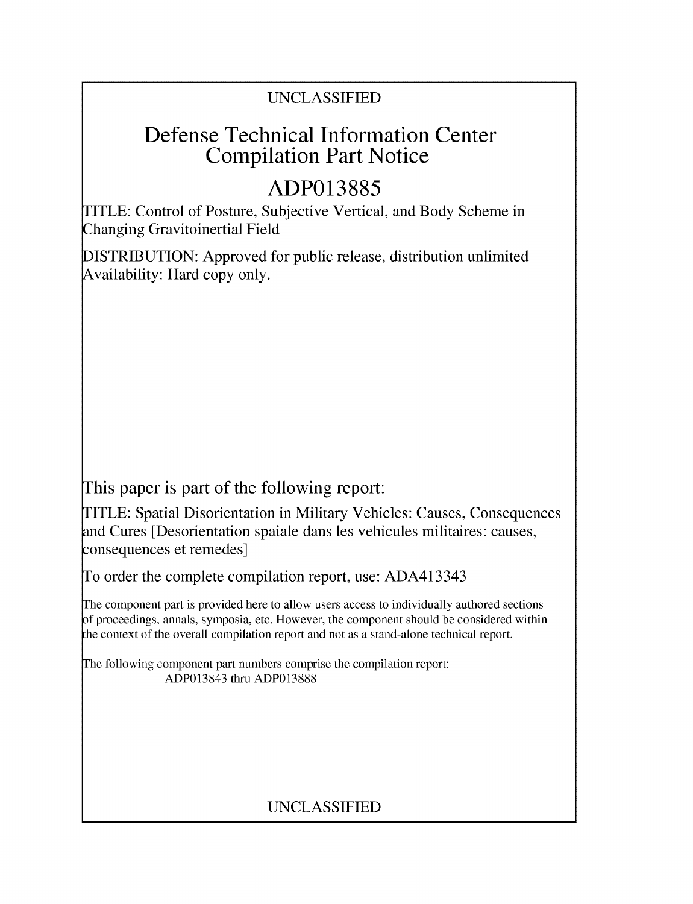UNCLASSIFIED

# Defense Technical Information Center Compilation Part Notice

# ADP013885

TITLE: Control of Posture, Subjective Vertical, and Body Scheme in Changing Gravitoinertial Field

DISTRIBUTION: Approved for public release, distribution unlimited
Availability: Hard copy only.

This paper is part of the following report:

TITLE: Spatial Disorientation in Military Vehicles: Causes, Consequences and Cures [Desorientation spaiale dans les vehicules militaires: causes, consequences et remedes]

To order the complete compilation report, use: ADA413343

The component part is provided here to allow users access to individually authored sections of proceedings, annals, symposia, etc. However, the component should be considered within the context of the overall compilation report and not as a stand-alone technical report.

The following component part numbers comprise the compilation report:
ADP013843 thru ADP013888

UNCLASSIFIED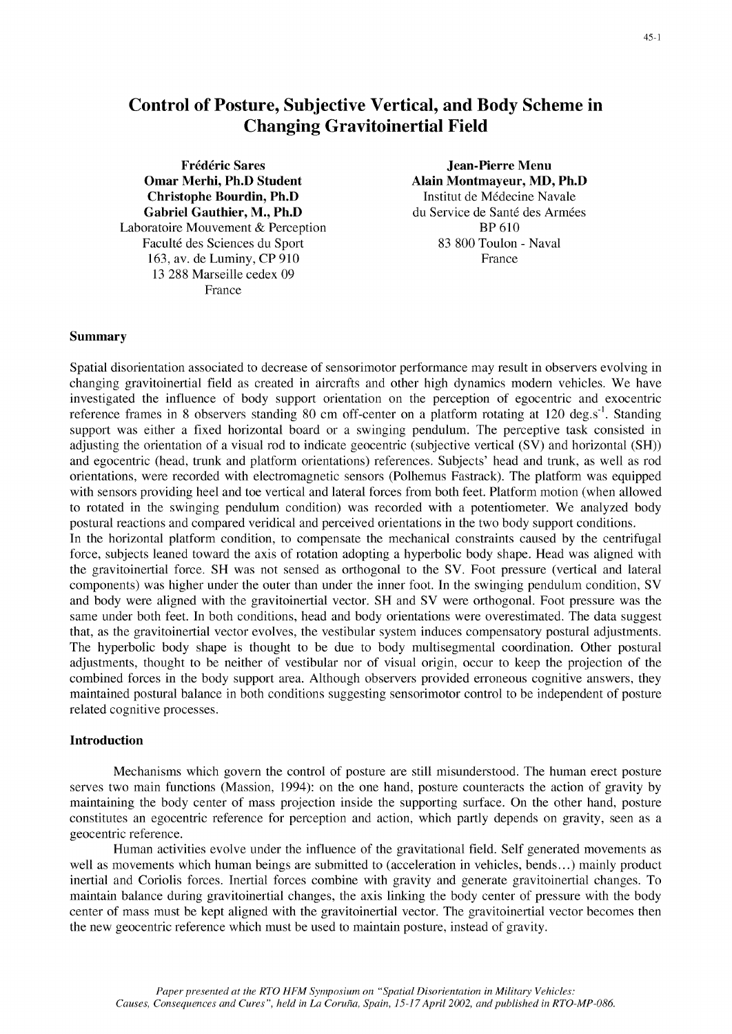# Control of Posture, Subjective Vertical, and Body Scheme in Changing Gravitoinertial Field

**Frédéric Sares**
**Omar Merhi, Ph.D Student**
**Christophe Bourdin, Ph.D**
**Gabriel Gauthier, M., Ph.D**
Laboratoire Mouvement & Perception
Faculté des Sciences du Sport
163, av. de Luminy, CP 910
13 288 Marseille cedex 09
France

**Jean-Pierre Menu**
**Alain Montmayeur, MD, Ph.D**
Institut de Médecine Navale
du Service de Santé des Armées
BP 610
83 800 Toulon - Naval
France

## Summary

Spatial disorientation associated to decrease of sensorimotor performance may result in observers evolving in changing gravitoinertial field as created in aircrafts and other high dynamics modern vehicles. We have investigated the influence of body support orientation on the perception of egocentric and exocentric reference frames in 8 observers standing 80 cm off-center on a platform rotating at 120 deg.s$^{-1}$. Standing support was either a fixed horizontal board or a swinging pendulum. The perceptive task consisted in adjusting the orientation of a visual rod to indicate geocentric (subjective vertical (SV) and horizontal (SH)) and egocentric (head, trunk and platform orientations) references. Subjects' head and trunk, as well as rod orientations, were recorded with electromagnetic sensors (Polhemus Fastrack). The platform was equipped with sensors providing heel and toe vertical and lateral forces from both feet. Platform motion (when allowed to rotated in the swinging pendulum condition) was recorded with a potentiometer. We analyzed body postural reactions and compared veridical and perceived orientations in the two body support conditions.

In the horizontal platform condition, to compensate the mechanical constraints caused by the centrifugal force, subjects leaned toward the axis of rotation adopting a hyperbolic body shape. Head was aligned with the gravitoinertial force. SH was not sensed as orthogonal to the SV. Foot pressure (vertical and lateral components) was higher under the outer than under the inner foot. In the swinging pendulum condition, SV and body were aligned with the gravitoinertial vector. SH and SV were orthogonal. Foot pressure was the same under both feet. In both conditions, head and body orientations were overestimated. The data suggest that, as the gravitoinertial vector evolves, the vestibular system induces compensatory postural adjustments. The hyperbolic body shape is thought to be due to body multisegmental coordination. Other postural adjustments, thought to be neither of vestibular nor of visual origin, occur to keep the projection of the combined forces in the body support area. Although observers provided erroneous cognitive answers, they maintained postural balance in both conditions suggesting sensorimotor control to be independent of posture related cognitive processes.

## Introduction

Mechanisms which govern the control of posture are still misunderstood. The human erect posture serves two main functions (Massion, 1994): on the one hand, posture counteracts the action of gravity by maintaining the body center of mass projection inside the supporting surface. On the other hand, posture constitutes an egocentric reference for perception and action, which partly depends on gravity, seen as a geocentric reference.

Human activities evolve under the influence of the gravitational field. Self generated movements as well as movements which human beings are submitted to (acceleration in vehicles, bends…) mainly product inertial and Coriolis forces. Inertial forces combine with gravity and generate gravitoinertial changes. To maintain balance during gravitoinertial changes, the axis linking the body center of pressure with the body center of mass must be kept aligned with the gravitoinertial vector. The gravitoinertial vector becomes then the new geocentric reference which must be used to maintain posture, instead of gravity.

*Paper presented at the RTO HFM Symposium on "Spatial Disorientation in Military Vehicles: Causes, Consequences and Cures", held in La Coruña, Spain, 15-17 April 2002, and published in RTO-MP-086.*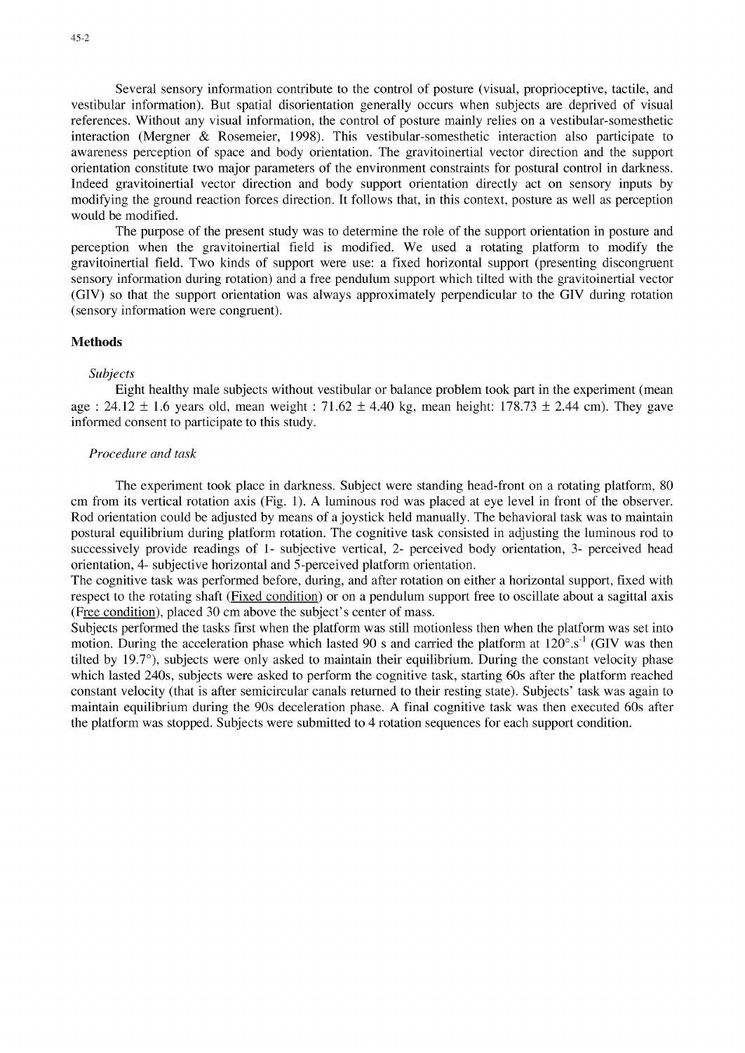Several sensory information contribute to the control of posture (visual, proprioceptive, tactile, and vestibular information). But spatial disorientation generally occurs when subjects are deprived of visual references. Without any visual information, the control of posture mainly relies on a vestibular-somesthetic interaction (Mergner & Rosemeier, 1998). This vestibular-somesthetic interaction also participate to awareness perception of space and body orientation. The gravitoinertial vector direction and the support orientation constitute two major parameters of the environment constraints for postural control in darkness. Indeed gravitoinertial vector direction and body support orientation directly act on sensory inputs by modifying the ground reaction forces direction. It follows that, in this context, posture as well as perception would be modified.

The purpose of the present study was to determine the role of the support orientation in posture and perception when the gravitoinertial field is modified. We used a rotating platform to modify the gravitoinertial field. Two kinds of support were use: a fixed horizontal support (presenting discongruent sensory information during rotation) and a free pendulum support which tilted with the gravitoinertial vector (GIV) so that the support orientation was always approximately perpendicular to the GIV during rotation (sensory information were congruent).

## Methods

### *Subjects*

Eight healthy male subjects without vestibular or balance problem took part in the experiment (mean age : 24.12 ± 1.6 years old, mean weight : 71.62 ± 4.40 kg, mean height: 178.73 ± 2.44 cm). They gave informed consent to participate to this study.

### *Procedure and task*

The experiment took place in darkness. Subject were standing head-front on a rotating platform, 80 cm from its vertical rotation axis (Fig. 1). A luminous rod was placed at eye level in front of the observer. Rod orientation could be adjusted by means of a joystick held manually. The behavioral task was to maintain postural equilibrium during platform rotation. The cognitive task consisted in adjusting the luminous rod to successively provide readings of 1- subjective vertical, 2- perceived body orientation, 3- perceived head orientation, 4- subjective horizontal and 5-perceived platform orientation.

The cognitive task was performed before, during, and after rotation on either a horizontal support, fixed with respect to the rotating shaft (Fixed condition) or on a pendulum support free to oscillate about a sagittal axis (Free condition), placed 30 cm above the subject's center of mass.

Subjects performed the tasks first when the platform was still motionless then when the platform was set into motion. During the acceleration phase which lasted 90 s and carried the platform at $120°.s^{-1}$ (GIV was then tilted by 19.7°), subjects were only asked to maintain their equilibrium. During the constant velocity phase which lasted 240s, subjects were asked to perform the cognitive task, starting 60s after the platform reached constant velocity (that is after semicircular canals returned to their resting state). Subjects' task was again to maintain equilibrium during the 90s deceleration phase. A final cognitive task was then executed 60s after the platform was stopped. Subjects were submitted to 4 rotation sequences for each support condition.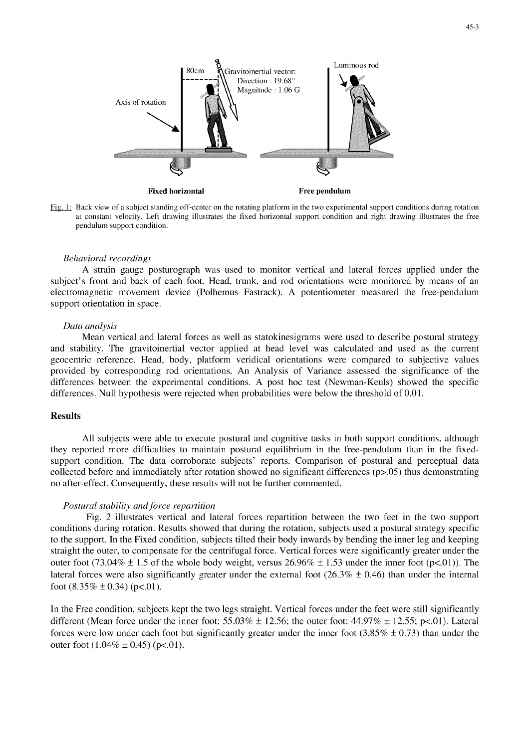Fig. 1: Back view of a subject standing off-center on the rotating platform in the two experimental support conditions during rotation at constant velocity. Left drawing illustrates the fixed horizontal support condition and right drawing illustrates the free pendulum support condition.

*Behavioral recordings*

A strain gauge posturograph was used to monitor vertical and lateral forces applied under the subject's front and back of each foot. Head, trunk, and rod orientations were monitored by means of an electromagnetic movement device (Polhemus Fastrack). A potentiometer measured the free-pendulum support orientation in space.

*Data analysis*

Mean vertical and lateral forces as well as statokinesigrams were used to describe postural strategy and stability. The gravitoinertial vector applied at head level was calculated and used as the current geocentric reference. Head, body, platform veridical orientations were compared to subjective values provided by corresponding rod orientations. An Analysis of Variance assessed the significance of the differences between the experimental conditions. A post hoc test (Newman-Keuls) showed the specific differences. Null hypothesis were rejected when probabilities were below the threshold of 0.01.

## Results

All subjects were able to execute postural and cognitive tasks in both support conditions, although they reported more difficulties to maintain postural equilibrium in the free-pendulum than in the fixed-support condition. The data corroborate subjects' reports. Comparison of postural and perceptual data collected before and immediately after rotation showed no significant differences ($p>.05$) thus demonstrating no after-effect. Consequently, these results will not be further commented.

*Postural stability and force repartition*

Fig. 2 illustrates vertical and lateral forces repartition between the two feet in the two support conditions during rotation. Results showed that during the rotation, subjects used a postural strategy specific to the support. In the Fixed condition, subjects tilted their body inwards by bending the inner leg and keeping straight the outer, to compensate for the centrifugal force. Vertical forces were significantly greater under the outer foot (73.04% ± 1.5 of the whole body weight, versus 26.96% ± 1.53 under the inner foot ($p<.01$)). The lateral forces were also significantly greater under the external foot (26.3% ± 0.46) than under the internal foot (8.35% ± 0.34) ($p<.01$).

In the Free condition, subjects kept the two legs straight. Vertical forces under the feet were still significantly different (Mean force under the inner foot: 55.03% ± 12.56; the outer foot: 44.97% ± 12.55; $p<.01$). Lateral forces were low under each foot but significantly greater under the inner foot (3.85% ± 0.73) than under the outer foot (1.04% ± 0.45) ($p<.01$).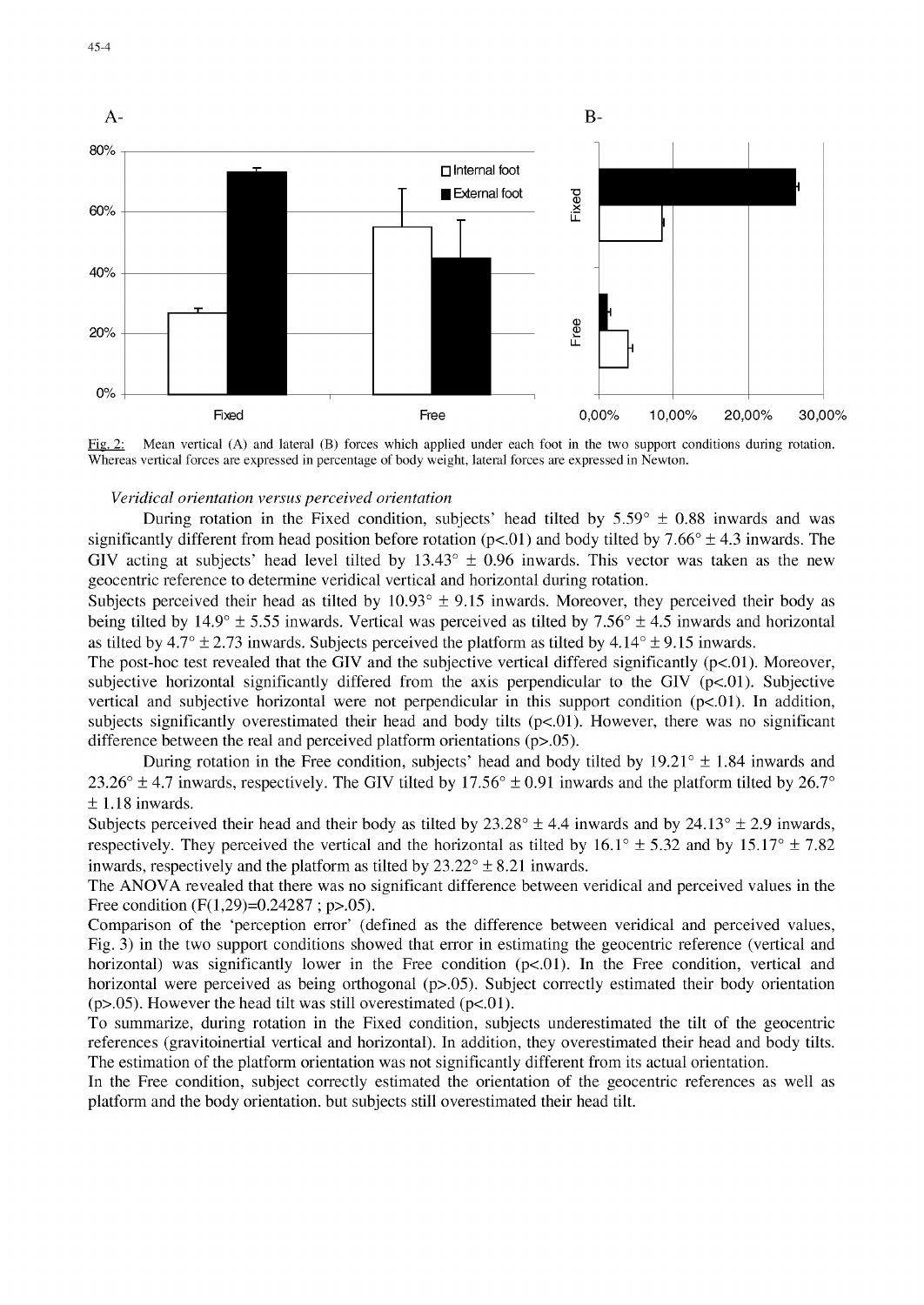Fig. 2: Mean vertical (A) and lateral (B) forces which applied under each foot in the two support conditions during rotation. Whereas vertical forces are expressed in percentage of body weight, lateral forces are expressed in Newton.

*Veridical orientation versus perceived orientation*

During rotation in the Fixed condition, subjects' head tilted by 5.59° ± 0.88 inwards and was significantly different from head position before rotation (p<.01) and body tilted by 7.66° ± 4.3 inwards. The GIV acting at subjects' head level tilted by 13.43° ± 0.96 inwards. This vector was taken as the new geocentric reference to determine veridical vertical and horizontal during rotation.

Subjects perceived their head as tilted by 10.93° ± 9.15 inwards. Moreover, they perceived their body as being tilted by 14.9° ± 5.55 inwards. Vertical was perceived as tilted by 7.56° ± 4.5 inwards and horizontal as tilted by 4.7° ± 2.73 inwards. Subjects perceived the platform as tilted by 4.14° ± 9.15 inwards.

The post-hoc test revealed that the GIV and the subjective vertical differed significantly (p<.01). Moreover, subjective horizontal significantly differed from the axis perpendicular to the GIV (p<.01). Subjective vertical and subjective horizontal were not perpendicular in this support condition (p<.01). In addition, subjects significantly overestimated their head and body tilts (p<.01). However, there was no significant difference between the real and perceived platform orientations (p>.05).

During rotation in the Free condition, subjects' head and body tilted by 19.21° ± 1.84 inwards and 23.26° ± 4.7 inwards, respectively. The GIV tilted by 17.56° ± 0.91 inwards and the platform tilted by 26.7° ± 1.18 inwards.

Subjects perceived their head and their body as tilted by 23.28° ± 4.4 inwards and by 24.13° ± 2.9 inwards, respectively. They perceived the vertical and the horizontal as tilted by 16.1° ± 5.32 and by 15.17° ± 7.82 inwards, respectively and the platform as tilted by 23.22° ± 8.21 inwards.

The ANOVA revealed that there was no significant difference between veridical and perceived values in the Free condition ($F(1,29)=0.24287$ ; p>.05).

Comparison of the 'perception error' (defined as the difference between veridical and perceived values, Fig. 3) in the two support conditions showed that error in estimating the geocentric reference (vertical and horizontal) was significantly lower in the Free condition (p<.01). In the Free condition, vertical and horizontal were perceived as being orthogonal (p>.05). Subject correctly estimated their body orientation (p>.05). However the head tilt was still overestimated (p<.01).

To summarize, during rotation in the Fixed condition, subjects underestimated the tilt of the geocentric references (gravitoinertial vertical and horizontal). In addition, they overestimated their head and body tilts. The estimation of the platform orientation was not significantly different from its actual orientation.

In the Free condition, subject correctly estimated the orientation of the geocentric references as well as platform and the body orientation. but subjects still overestimated their head tilt.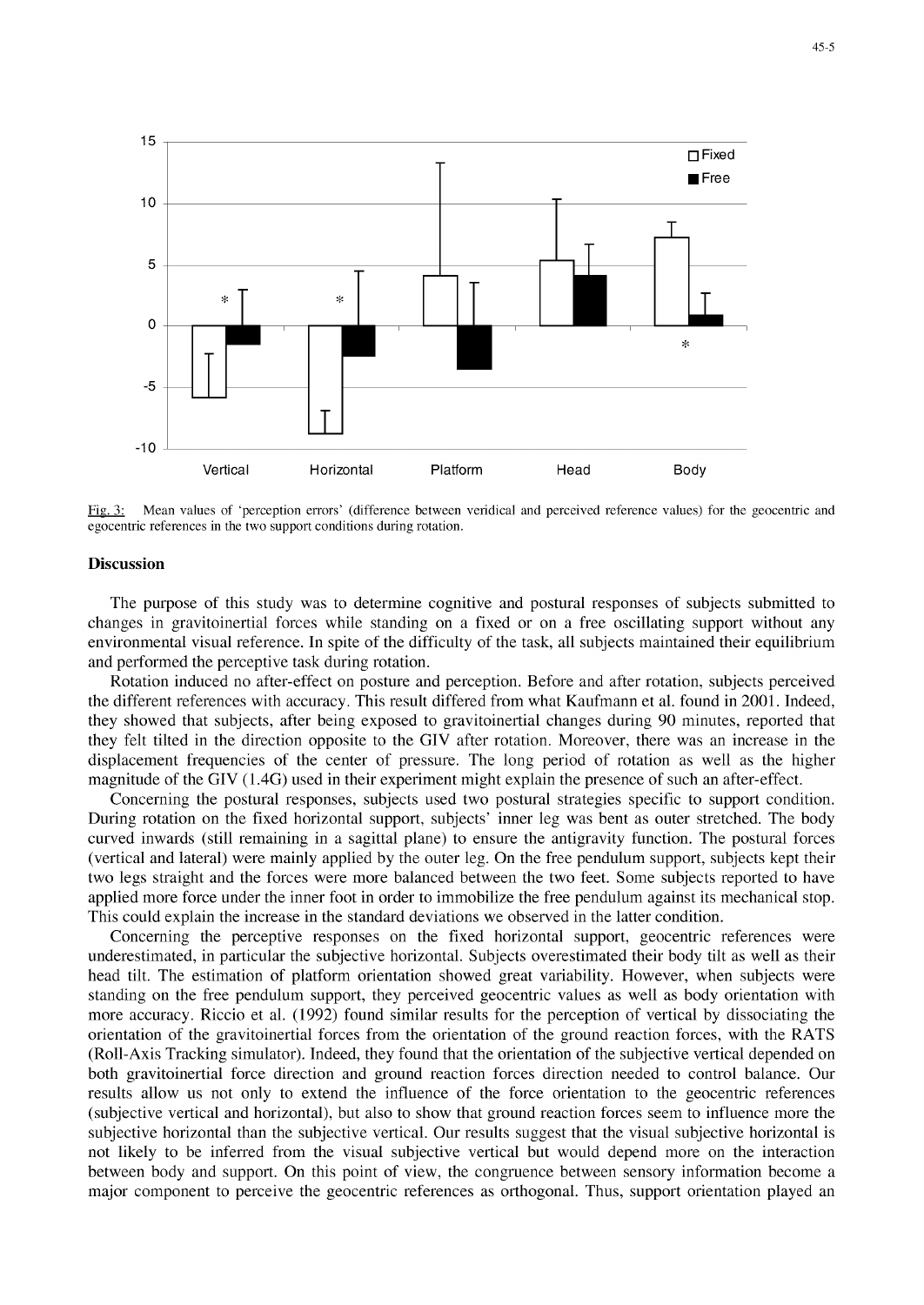Fig. 3: Mean values of 'perception errors' (difference between veridical and perceived reference values) for the geocentric and egocentric references in the two support conditions during rotation.

## Discussion

The purpose of this study was to determine cognitive and postural responses of subjects submitted to changes in gravitoinertial forces while standing on a fixed or on a free oscillating support without any environmental visual reference. In spite of the difficulty of the task, all subjects maintained their equilibrium and performed the perceptive task during rotation.

Rotation induced no after-effect on posture and perception. Before and after rotation, subjects perceived the different references with accuracy. This result differed from what Kaufmann et al. found in 2001. Indeed, they showed that subjects, after being exposed to gravitoinertial changes during 90 minutes, reported that they felt tilted in the direction opposite to the GIV after rotation. Moreover, there was an increase in the displacement frequencies of the center of pressure. The long period of rotation as well as the higher magnitude of the GIV (1.4G) used in their experiment might explain the presence of such an after-effect.

Concerning the postural responses, subjects used two postural strategies specific to support condition. During rotation on the fixed horizontal support, subjects' inner leg was bent as outer stretched. The body curved inwards (still remaining in a sagittal plane) to ensure the antigravity function. The postural forces (vertical and lateral) were mainly applied by the outer leg. On the free pendulum support, subjects kept their two legs straight and the forces were more balanced between the two feet. Some subjects reported to have applied more force under the inner foot in order to immobilize the free pendulum against its mechanical stop. This could explain the increase in the standard deviations we observed in the latter condition.

Concerning the perceptive responses on the fixed horizontal support, geocentric references were underestimated, in particular the subjective horizontal. Subjects overestimated their body tilt as well as their head tilt. The estimation of platform orientation showed great variability. However, when subjects were standing on the free pendulum support, they perceived geocentric values as well as body orientation with more accuracy. Riccio et al. (1992) found similar results for the perception of vertical by dissociating the orientation of the gravitoinertial forces from the orientation of the ground reaction forces, with the RATS (Roll-Axis Tracking simulator). Indeed, they found that the orientation of the subjective vertical depended on both gravitoinertial force direction and ground reaction forces direction needed to control balance. Our results allow us not only to extend the influence of the force orientation to the geocentric references (subjective vertical and horizontal), but also to show that ground reaction forces seem to influence more the subjective horizontal than the subjective vertical. Our results suggest that the visual subjective horizontal is not likely to be inferred from the visual subjective vertical but would depend more on the interaction between body and support. On this point of view, the congruence between sensory information become a major component to perceive the geocentric references as orthogonal. Thus, support orientation played an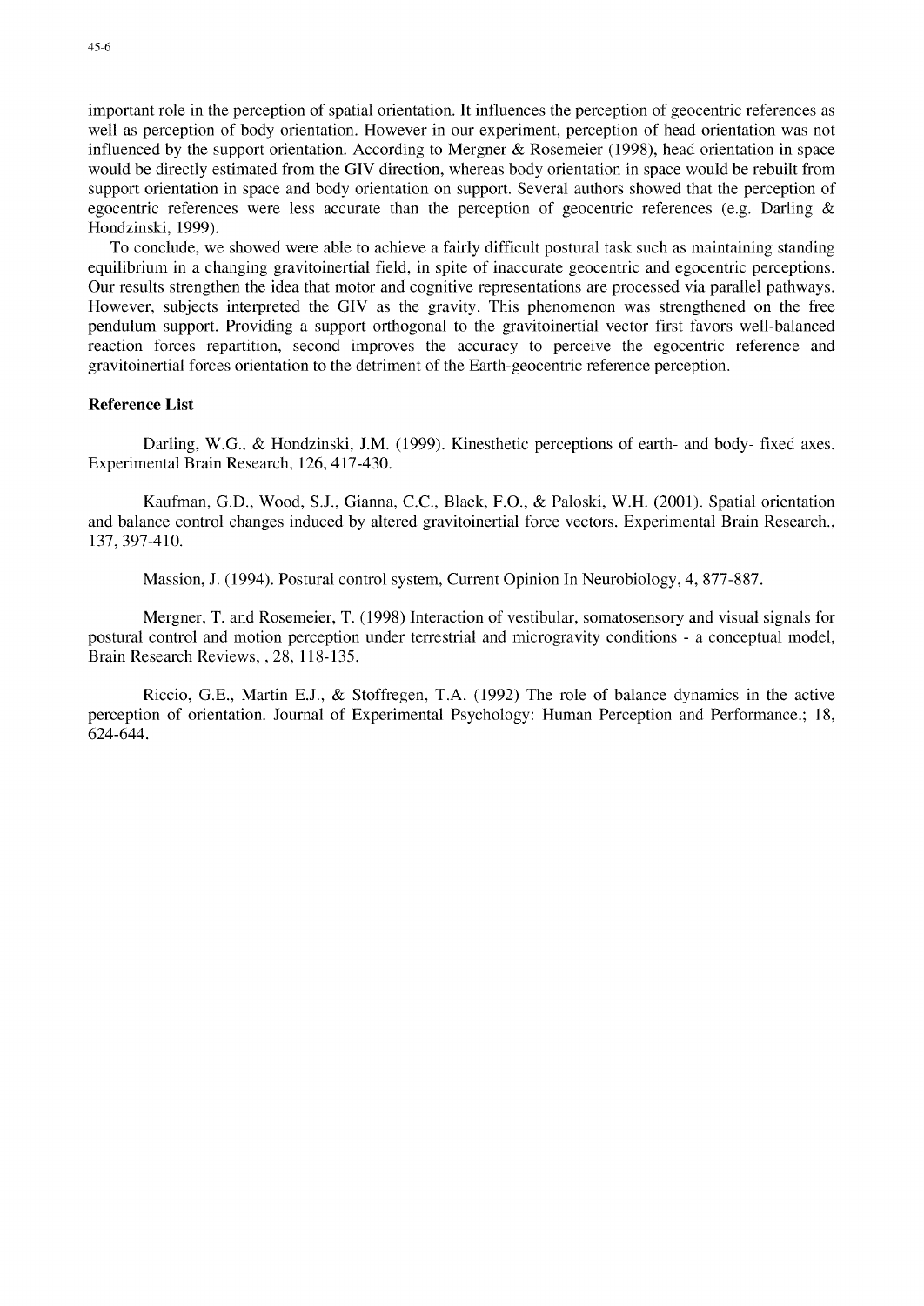important role in the perception of spatial orientation. It influences the perception of geocentric references as well as perception of body orientation. However in our experiment, perception of head orientation was not influenced by the support orientation. According to Mergner & Rosemeier (1998), head orientation in space would be directly estimated from the GIV direction, whereas body orientation in space would be rebuilt from support orientation in space and body orientation on support. Several authors showed that the perception of egocentric references were less accurate than the perception of geocentric references (e.g. Darling & Hondzinski, 1999).

To conclude, we showed were able to achieve a fairly difficult postural task such as maintaining standing equilibrium in a changing gravitoinertial field, in spite of inaccurate geocentric and egocentric perceptions. Our results strengthen the idea that motor and cognitive representations are processed via parallel pathways. However, subjects interpreted the GIV as the gravity. This phenomenon was strengthened on the free pendulum support. Providing a support orthogonal to the gravitoinertial vector first favors well-balanced reaction forces repartition, second improves the accuracy to perceive the egocentric reference and gravitoinertial forces orientation to the detriment of the Earth-geocentric reference perception.

**Reference List**

Darling, W.G., & Hondzinski, J.M. (1999). Kinesthetic perceptions of earth- and body- fixed axes. Experimental Brain Research, 126, 417-430.

Kaufman, G.D., Wood, S.J., Gianna, C.C., Black, F.O., & Paloski, W.H. (2001). Spatial orientation and balance control changes induced by altered gravitoinertial force vectors. Experimental Brain Research., 137, 397-410.

Massion, J. (1994). Postural control system, Current Opinion In Neurobiology, 4, 877-887.

Mergner, T. and Rosemeier, T. (1998) Interaction of vestibular, somatosensory and visual signals for postural control and motion perception under terrestrial and microgravity conditions - a conceptual model, Brain Research Reviews, , 28, 118-135.

Riccio, G.E., Martin E.J., & Stoffregen, T.A. (1992) The role of balance dynamics in the active perception of orientation. Journal of Experimental Psychology: Human Perception and Performance.; 18, 624-644.